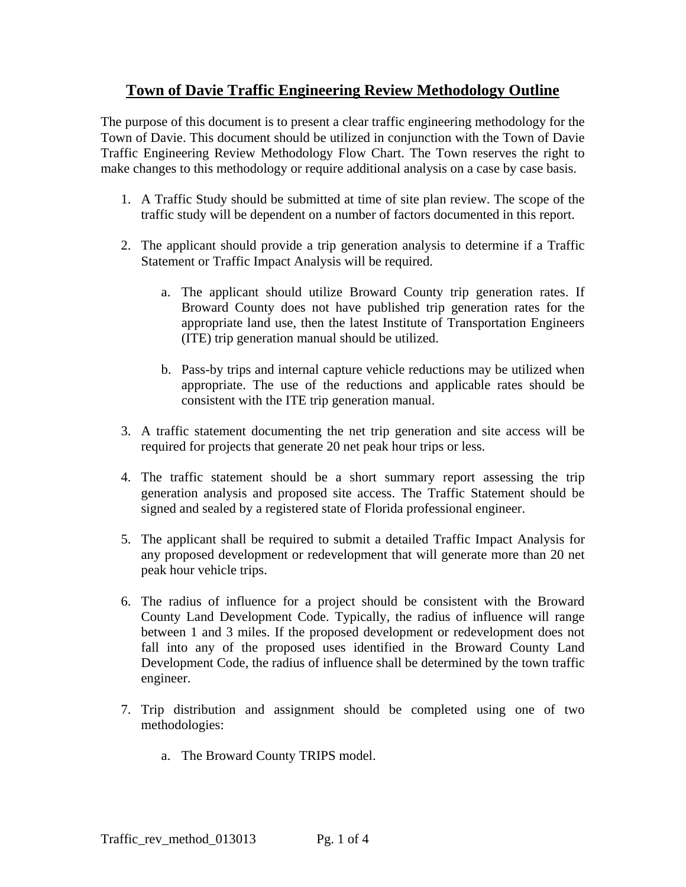# Town of Davie Traffic Engineering Review Methodology Outline

The purpose of this document is to present a clear traffic engineering methodology for the Town of Davie. This document should be utilized in conjunction with the Town of Davie Traffic Engineering Review Methodology Flow Chart. The Town reserves the right to make changes to this methodology or require additional analysis on a case by case basis.

1. A Traffic Study should be submitted at time of site plan review. The scope of the traffic study will be dependent on a number of factors documented in this report.

2. The applicant should provide a trip generation analysis to determine if a Traffic Statement or Traffic Impact Analysis will be required.

    a. The applicant should utilize Broward County trip generation rates. If Broward County does not have published trip generation rates for the appropriate land use, then the latest Institute of Transportation Engineers (ITE) trip generation manual should be utilized.

    b. Pass-by trips and internal capture vehicle reductions may be utilized when appropriate. The use of the reductions and applicable rates should be consistent with the ITE trip generation manual.

3. A traffic statement documenting the net trip generation and site access will be required for projects that generate 20 net peak hour trips or less.

4. The traffic statement should be a short summary report assessing the trip generation analysis and proposed site access. The Traffic Statement should be signed and sealed by a registered state of Florida professional engineer.

5. The applicant shall be required to submit a detailed Traffic Impact Analysis for any proposed development or redevelopment that will generate more than 20 net peak hour vehicle trips.

6. The radius of influence for a project should be consistent with the Broward County Land Development Code. Typically, the radius of influence will range between 1 and 3 miles. If the proposed development or redevelopment does not fall into any of the proposed uses identified in the Broward County Land Development Code, the radius of influence shall be determined by the town traffic engineer.

7. Trip distribution and assignment should be completed using one of two methodologies:

    a. The Broward County TRIPS model.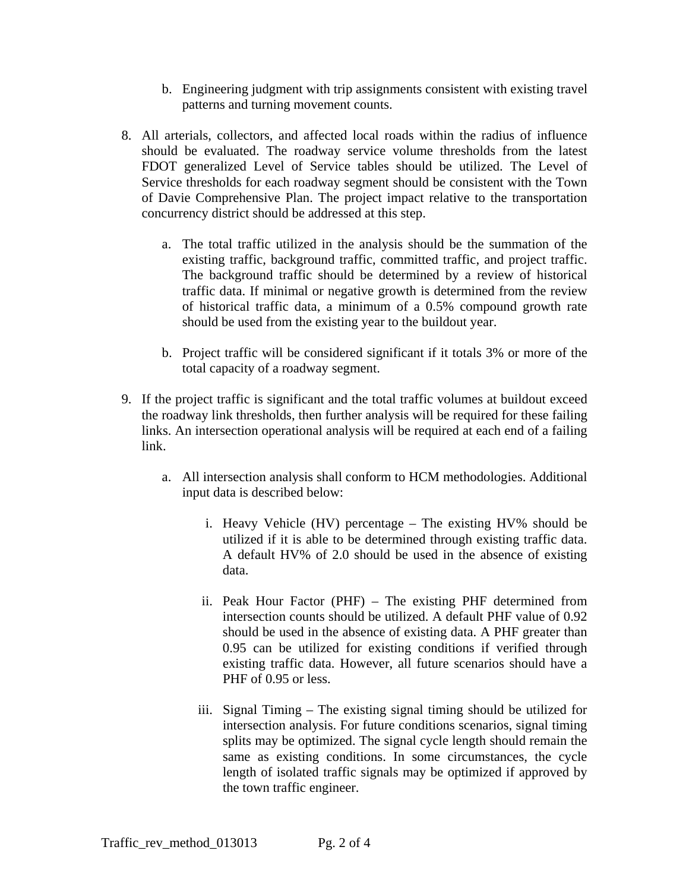b. Engineering judgment with trip assignments consistent with existing travel patterns and turning movement counts.

8. All arterials, collectors, and affected local roads within the radius of influence should be evaluated. The roadway service volume thresholds from the latest FDOT generalized Level of Service tables should be utilized. The Level of Service thresholds for each roadway segment should be consistent with the Town of Davie Comprehensive Plan. The project impact relative to the transportation concurrency district should be addressed at this step.

   a. The total traffic utilized in the analysis should be the summation of the existing traffic, background traffic, committed traffic, and project traffic. The background traffic should be determined by a review of historical traffic data. If minimal or negative growth is determined from the review of historical traffic data, a minimum of a 0.5% compound growth rate should be used from the existing year to the buildout year.

   b. Project traffic will be considered significant if it totals 3% or more of the total capacity of a roadway segment.

9. If the project traffic is significant and the total traffic volumes at buildout exceed the roadway link thresholds, then further analysis will be required for these failing links. An intersection operational analysis will be required at each end of a failing link.

   a. All intersection analysis shall conform to HCM methodologies. Additional input data is described below:

      i. Heavy Vehicle (HV) percentage – The existing HV% should be utilized if it is able to be determined through existing traffic data. A default HV% of 2.0 should be used in the absence of existing data.

      ii. Peak Hour Factor (PHF) – The existing PHF determined from intersection counts should be utilized. A default PHF value of 0.92 should be used in the absence of existing data. A PHF greater than 0.95 can be utilized for existing conditions if verified through existing traffic data. However, all future scenarios should have a PHF of 0.95 or less.

      iii. Signal Timing – The existing signal timing should be utilized for intersection analysis. For future conditions scenarios, signal timing splits may be optimized. The signal cycle length should remain the same as existing conditions. In some circumstances, the cycle length of isolated traffic signals may be optimized if approved by the town traffic engineer.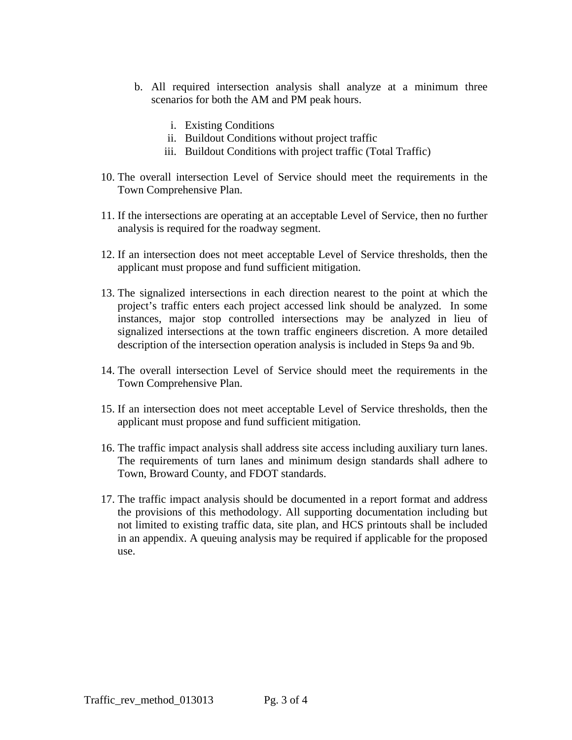b. All required intersection analysis shall analyze at a minimum three scenarios for both the AM and PM peak hours.

    i. Existing Conditions
    ii. Buildout Conditions without project traffic
    iii. Buildout Conditions with project traffic (Total Traffic)

10. The overall intersection Level of Service should meet the requirements in the Town Comprehensive Plan.

11. If the intersections are operating at an acceptable Level of Service, then no further analysis is required for the roadway segment.

12. If an intersection does not meet acceptable Level of Service thresholds, then the applicant must propose and fund sufficient mitigation.

13. The signalized intersections in each direction nearest to the point at which the project's traffic enters each project accessed link should be analyzed. In some instances, major stop controlled intersections may be analyzed in lieu of signalized intersections at the town traffic engineers discretion. A more detailed description of the intersection operation analysis is included in Steps 9a and 9b.

14. The overall intersection Level of Service should meet the requirements in the Town Comprehensive Plan.

15. If an intersection does not meet acceptable Level of Service thresholds, then the applicant must propose and fund sufficient mitigation.

16. The traffic impact analysis shall address site access including auxiliary turn lanes. The requirements of turn lanes and minimum design standards shall adhere to Town, Broward County, and FDOT standards.

17. The traffic impact analysis should be documented in a report format and address the provisions of this methodology. All supporting documentation including but not limited to existing traffic data, site plan, and HCS printouts shall be included in an appendix. A queuing analysis may be required if applicable for the proposed use.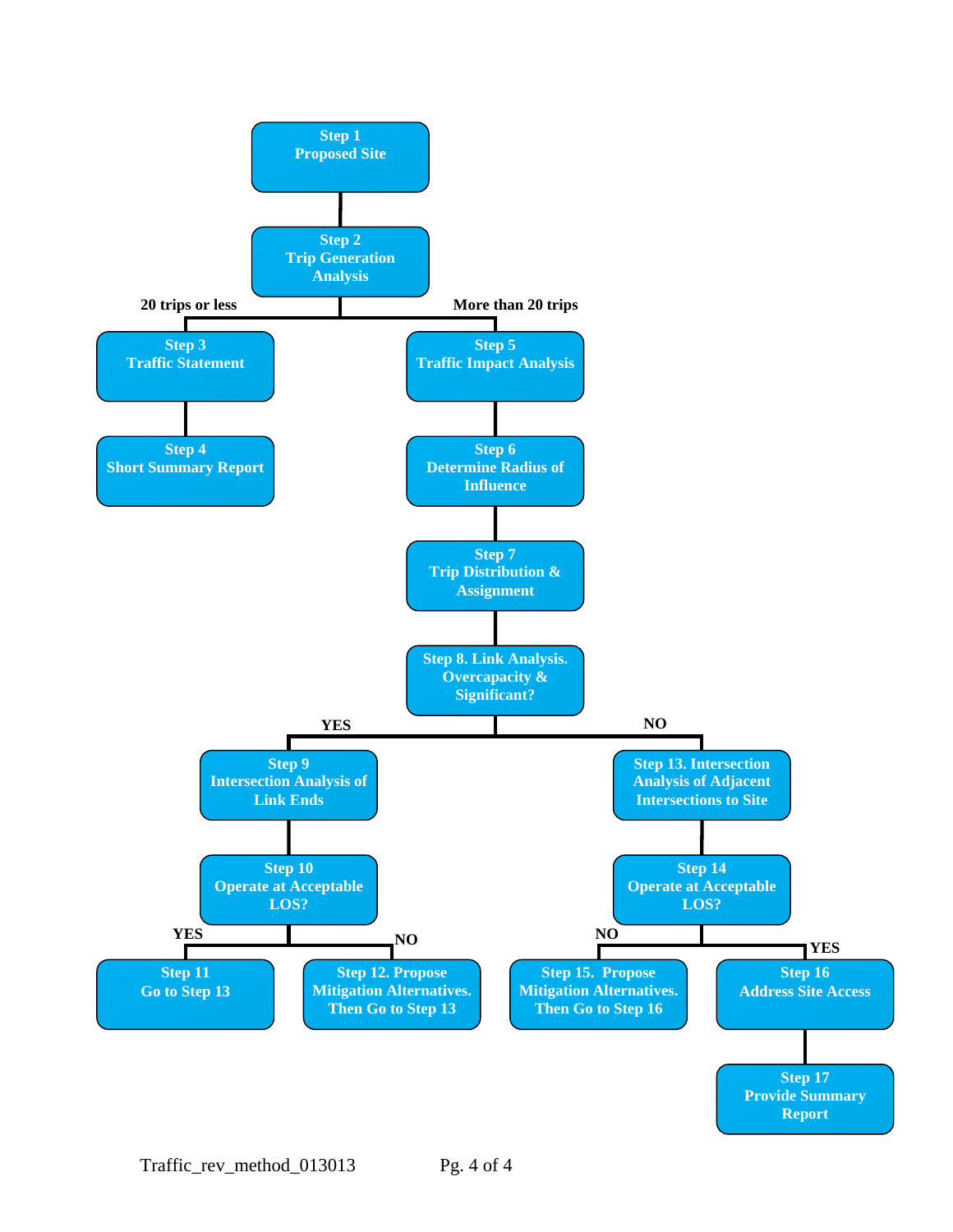Step 1
Proposed Site

Step 2
Trip Generation Analysis

20 trips or less

More than 20 trips

Step 3
Traffic Statement

Step 4
Short Summary Report

Step 5
Traffic Impact Analysis

Step 6
Determine Radius of Influence

Step 7
Trip Distribution & Assignment

Step 8. Link Analysis. Overcapacity & Significant?

YES

NO

Step 9
Intersection Analysis of Link Ends

Step 10
Operate at Acceptable LOS?

YES

NO

Step 11
Go to Step 13

Step 12. Propose Mitigation Alternatives. Then Go to Step 13

Step 13. Intersection Analysis of Adjacent Intersections to Site

Step 14
Operate at Acceptable LOS?

NO

YES

Step 15. Propose Mitigation Alternatives. Then Go to Step 16

Step 16
Address Site Access

Step 17
Provide Summary Report

Traffic_rev_method_013013